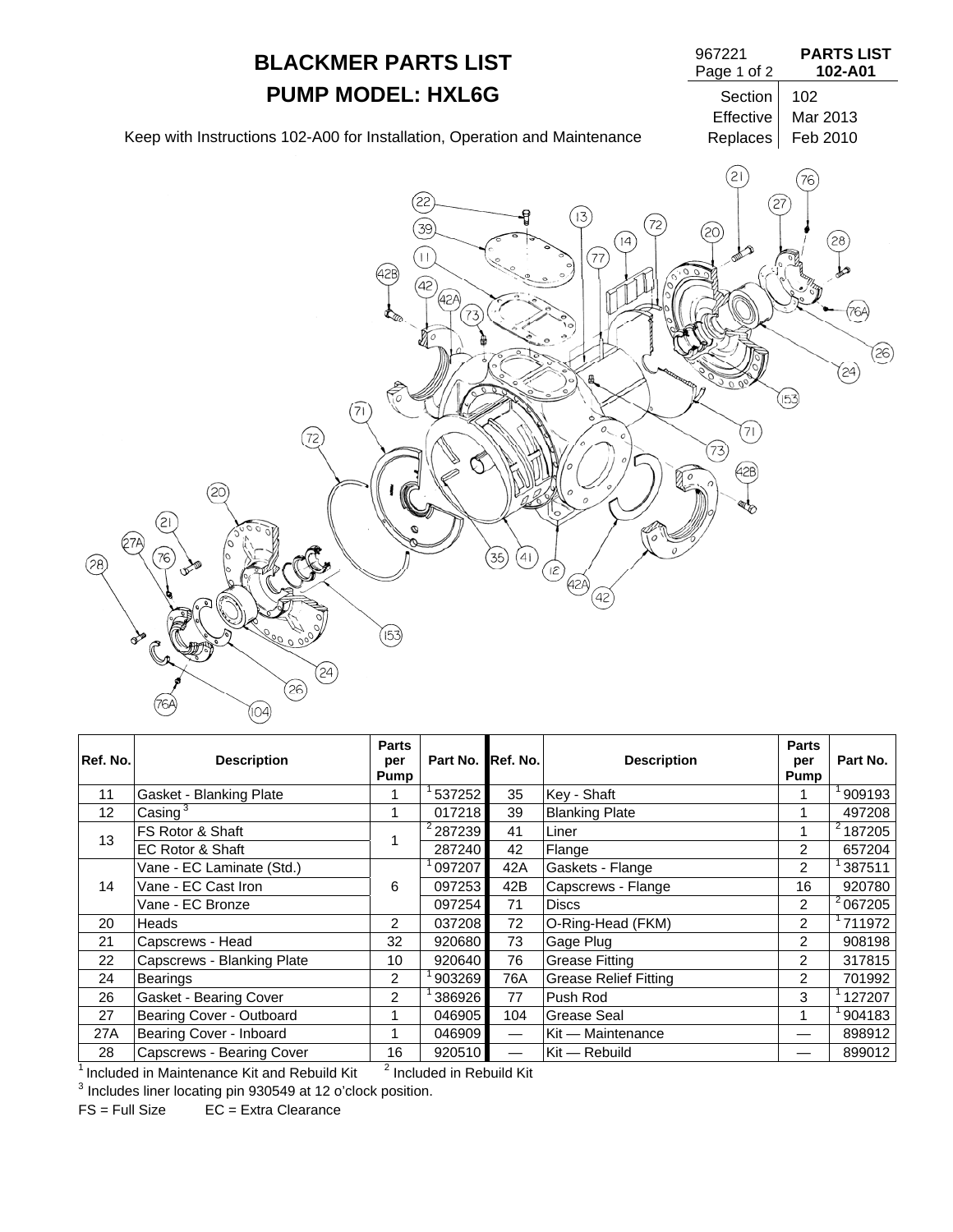# BLACKMER PARTS LIST

# PUMP MODEL: HXL6G

967221

**PARTS LIST 102-A01**

| Section | 102 |
|---|---|
| Effective | Mar 2013 |
| Replaces | Feb 2010 |

Keep with Instructions 102-A00 for Installation, Operation and Maintenance

| Ref. No. | Description | Parts per Pump | Part No. | Ref. No. | Description | Parts per Pump | Part No. |
|---|---|---|---|---|---|---|---|
| 11 | Gasket - Blanking Plate | 1 | [1] 537252 | 35 | Key - Shaft | 1 | [1] 909193 |
| 12 | Casing [3] | 1 | 017218 | 39 | Blanking Plate | 1 | 497208 |
| 13 | FS Rotor & Shaft | 1 | [2] 287239 | 41 | Liner | 1 | [2] 187205 |
| | EC Rotor & Shaft | | 287240 | 42 | Flange | 2 | 657204 |
| 14 | Vane - EC Laminate (Std.) | 6 | [1] 097207 | 42A | Gaskets - Flange | 2 | [1] 387511 |
| | Vane - EC Cast Iron | | 097253 | 42B | Capscrews - Flange | 16 | 920780 |
| | Vane - EC Bronze | | 097254 | 71 | Discs | 2 | [2] 067205 |
| 20 | Heads | 2 | 037208 | 72 | O-Ring-Head (FKM) | 2 | [1] 711972 |
| 21 | Capscrews - Head | 32 | 920680 | 73 | Gage Plug | 2 | 908198 |
| 22 | Capscrews - Blanking Plate | 10 | 920640 | 76 | Grease Fitting | 2 | 317815 |
| 24 | Bearings | 2 | [1] 903269 | 76A | Grease Relief Fitting | 2 | 701992 |
| 26 | Gasket - Bearing Cover | 2 | [1] 386926 | 77 | Push Rod | 3 | [1] 127207 |
| 27 | Bearing Cover - Outboard | 1 | 046905 | 104 | Grease Seal | 1 | [1] 904183 |
| 27A | Bearing Cover - Inboard | 1 | 046909 | — | Kit — Maintenance | — | 898912 |
| 28 | Capscrews - Bearing Cover | 16 | 920510 | — | Kit — Rebuild | — | 899012 |

[1] Included in Maintenance Kit and Rebuild Kit    [2] Included in Rebuild Kit

[3] Includes liner locating pin 930549 at 12 o'clock position.

FS = Full Size    EC = Extra Clearance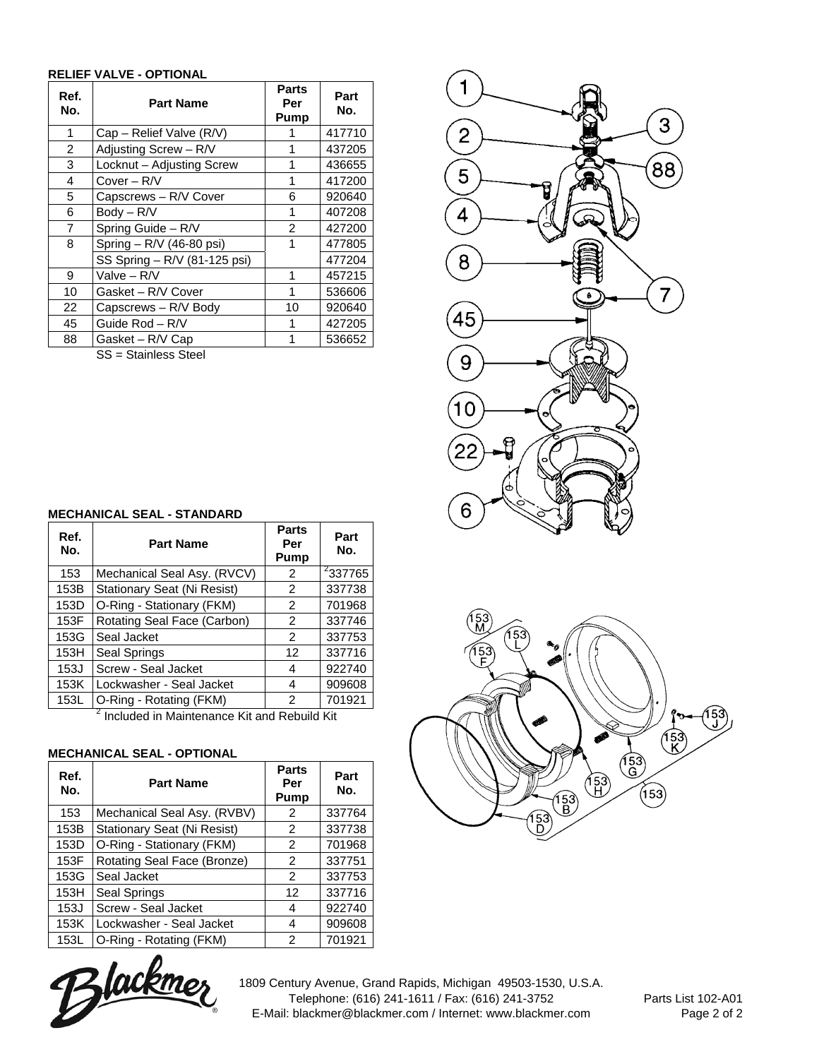**RELIEF VALVE - OPTIONAL**

| Ref. No. | Part Name | Parts Per Pump | Part No. |
|---|---|---|---|
| 1 | Cap – Relief Valve (R/V) | 1 | 417710 |
| 2 | Adjusting Screw – R/V | 1 | 437205 |
| 3 | Locknut – Adjusting Screw | 1 | 436655 |
| 4 | Cover – R/V | 1 | 417200 |
| 5 | Capscrews – R/V Cover | 6 | 920640 |
| 6 | Body – R/V | 1 | 407208 |
| 7 | Spring Guide – R/V | 2 | 427200 |
| 8 | Spring – R/V (46-80 psi) | 1 | 477805 |
| | SS Spring – R/V (81-125 psi) | | 477204 |
| 9 | Valve – R/V | 1 | 457215 |
| 10 | Gasket – R/V Cover | 1 | 536606 |
| 22 | Capscrews – R/V Body | 10 | 920640 |
| 45 | Guide Rod – R/V | 1 | 427205 |
| 88 | Gasket – R/V Cap | 1 | 536652 |

SS = Stainless Steel

**MECHANICAL SEAL - STANDARD**

| Ref. No. | Part Name | Parts Per Pump | Part No. |
|---|---|---|---|
| 153 | Mechanical Seal Asy. (RVCV) | 2 | [2]337765 |
| 153B | Stationary Seat (Ni Resist) | 2 | 337738 |
| 153D | O-Ring - Stationary (FKM) | 2 | 701968 |
| 153F | Rotating Seal Face (Carbon) | 2 | 337746 |
| 153G | Seal Jacket | 2 | 337753 |
| 153H | Seal Springs | 12 | 337716 |
| 153J | Screw - Seal Jacket | 4 | 922740 |
| 153K | Lockwasher - Seal Jacket | 4 | 909608 |
| 153L | O-Ring - Rotating (FKM) | 2 | 701921 |

[2] Included in Maintenance Kit and Rebuild Kit

**MECHANICAL SEAL - OPTIONAL**

| Ref. No. | Part Name | Parts Per Pump | Part No. |
|---|---|---|---|
| 153 | Mechanical Seal Asy. (RVBV) | 2 | 337764 |
| 153B | Stationary Seat (Ni Resist) | 2 | 337738 |
| 153D | O-Ring - Stationary (FKM) | 2 | 701968 |
| 153F | Rotating Seal Face (Bronze) | 2 | 337751 |
| 153G | Seal Jacket | 2 | 337753 |
| 153H | Seal Springs | 12 | 337716 |
| 153J | Screw - Seal Jacket | 4 | 922740 |
| 153K | Lockwasher - Seal Jacket | 4 | 909608 |
| 153L | O-Ring - Rotating (FKM) | 2 | 701921 |

Blackmer

1809 Century Avenue, Grand Rapids, Michigan 49503-1530, U.S.A.
Telephone: (616) 241-1611 / Fax: (616) 241-3752
E-Mail: blackmer@blackmer.com / Internet: www.blackmer.com

Parts List 102-A01